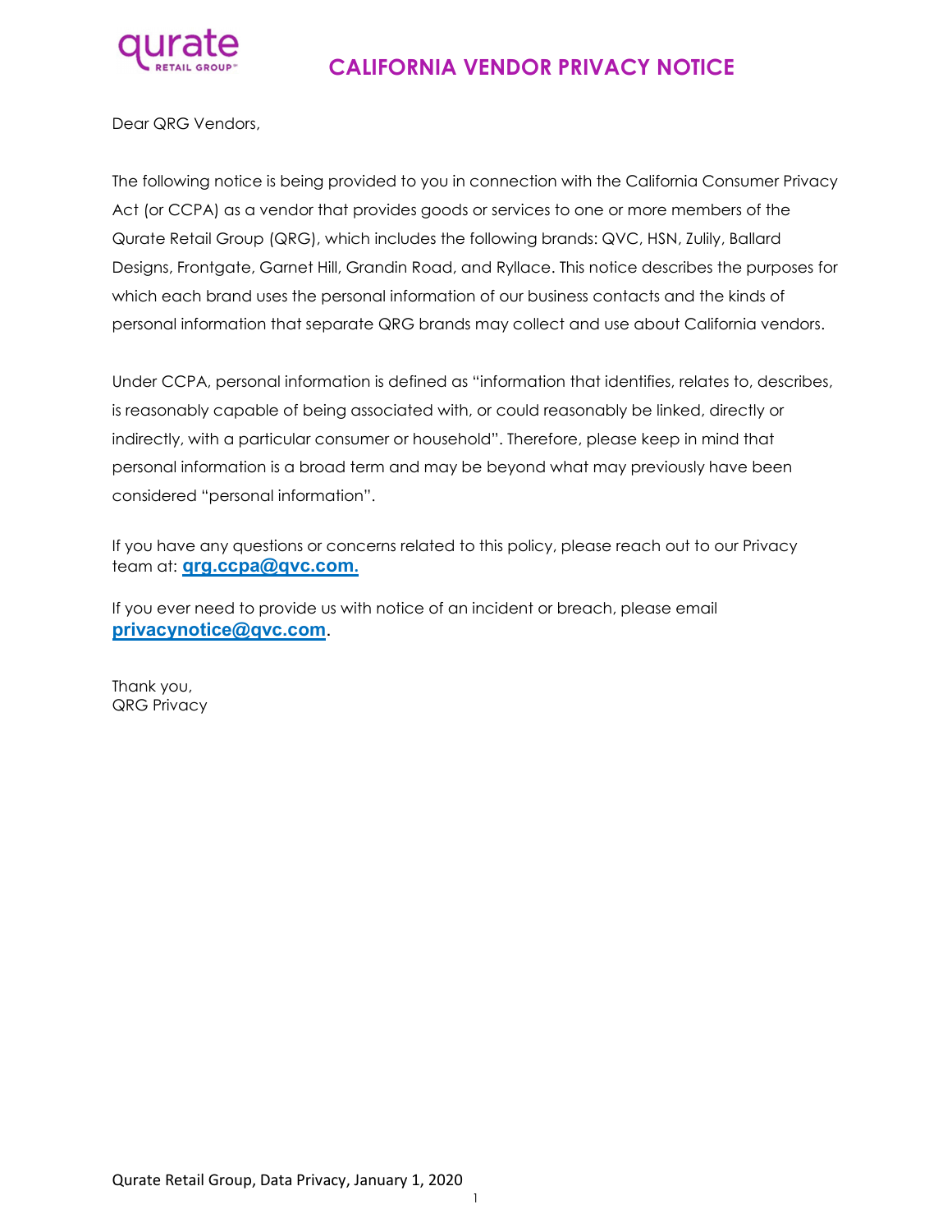# CALIFORNIA VENDOR PRIVACY NOTICE

Dear QRG Vendors,

The following notice is being provided to you in connection with the California Consumer Privacy Act (or CCPA) as a vendor that provides goods or services to one or more members of the Qurate Retail Group (QRG), which includes the following brands: QVC, HSN, Zulily, Ballard Designs, Frontgate, Garnet Hill, Grandin Road, and Ryllace. This notice describes the purposes for which each brand uses the personal information of our business contacts and the kinds of personal information that separate QRG brands may collect and use about California vendors.

Under CCPA, personal information is defined as "information that identifies, relates to, describes, is reasonably capable of being associated with, or could reasonably be linked, directly or indirectly, with a particular consumer or household". Therefore, please keep in mind that personal information is a broad term and may be beyond what may previously have been considered "personal information".

If you have any questions or concerns related to this policy, please reach out to our Privacy team at: **qrg.ccpa@qvc.com.**

If you ever need to provide us with notice of an incident or breach, please email **privacynotice@qvc.com**.

Thank you,
QRG Privacy

Qurate Retail Group, Data Privacy, January 1, 2020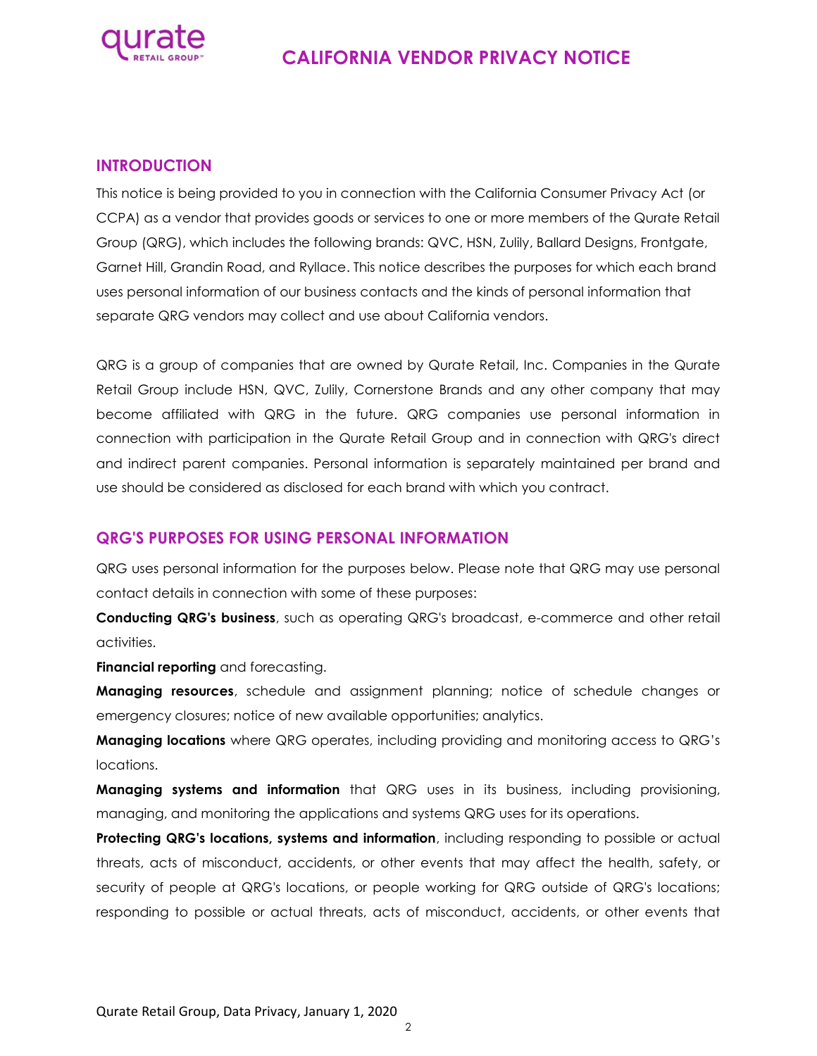# CALIFORNIA VENDOR PRIVACY NOTICE

## INTRODUCTION

This notice is being provided to you in connection with the California Consumer Privacy Act (or CCPA) as a vendor that provides goods or services to one or more members of the Qurate Retail Group (QRG), which includes the following brands: QVC, HSN, Zulily, Ballard Designs, Frontgate, Garnet Hill, Grandin Road, and Ryllace. This notice describes the purposes for which each brand uses personal information of our business contacts and the kinds of personal information that separate QRG vendors may collect and use about California vendors.

QRG is a group of companies that are owned by Qurate Retail, Inc. Companies in the Qurate Retail Group include HSN, QVC, Zulily, Cornerstone Brands and any other company that may become affiliated with QRG in the future. QRG companies use personal information in connection with participation in the Qurate Retail Group and in connection with QRG's direct and indirect parent companies. Personal information is separately maintained per brand and use should be considered as disclosed for each brand with which you contract.

## QRG'S PURPOSES FOR USING PERSONAL INFORMATION

QRG uses personal information for the purposes below. Please note that QRG may use personal contact details in connection with some of these purposes:

**Conducting QRG's business**, such as operating QRG's broadcast, e-commerce and other retail activities.

**Financial reporting** and forecasting.

**Managing resources**, schedule and assignment planning; notice of schedule changes or emergency closures; notice of new available opportunities; analytics.

**Managing locations** where QRG operates, including providing and monitoring access to QRG's locations.

**Managing systems and information** that QRG uses in its business, including provisioning, managing, and monitoring the applications and systems QRG uses for its operations.

**Protecting QRG's locations, systems and information**, including responding to possible or actual threats, acts of misconduct, accidents, or other events that may affect the health, safety, or security of people at QRG's locations, or people working for QRG outside of QRG's locations; responding to possible or actual threats, acts of misconduct, accidents, or other events that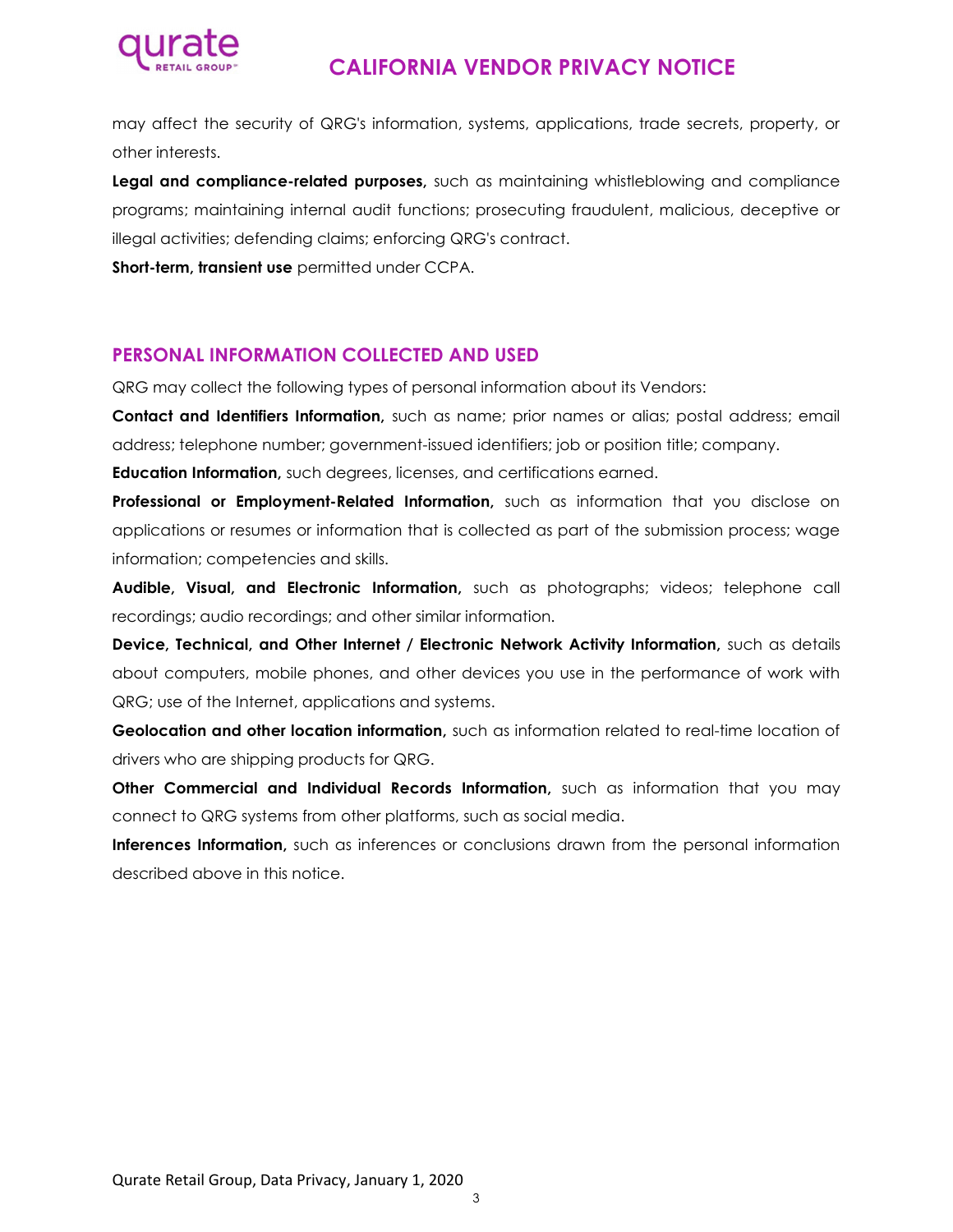may affect the security of QRG's information, systems, applications, trade secrets, property, or other interests.

**Legal and compliance-related purposes,** such as maintaining whistleblowing and compliance programs; maintaining internal audit functions; prosecuting fraudulent, malicious, deceptive or illegal activities; defending claims; enforcing QRG's contract.

**Short-term, transient use** permitted under CCPA.

## PERSONAL INFORMATION COLLECTED AND USED

QRG may collect the following types of personal information about its Vendors:

**Contact and Identifiers Information,** such as name; prior names or alias; postal address; email address; telephone number; government-issued identifiers; job or position title; company.

**Education Information,** such degrees, licenses, and certifications earned.

**Professional or Employment-Related Information,** such as information that you disclose on applications or resumes or information that is collected as part of the submission process; wage information; competencies and skills.

**Audible, Visual, and Electronic Information,** such as photographs; videos; telephone call recordings; audio recordings; and other similar information.

**Device, Technical, and Other Internet / Electronic Network Activity Information,** such as details about computers, mobile phones, and other devices you use in the performance of work with QRG; use of the Internet, applications and systems.

**Geolocation and other location information,** such as information related to real-time location of drivers who are shipping products for QRG.

**Other Commercial and Individual Records Information,** such as information that you may connect to QRG systems from other platforms, such as social media.

**Inferences Information,** such as inferences or conclusions drawn from the personal information described above in this notice.